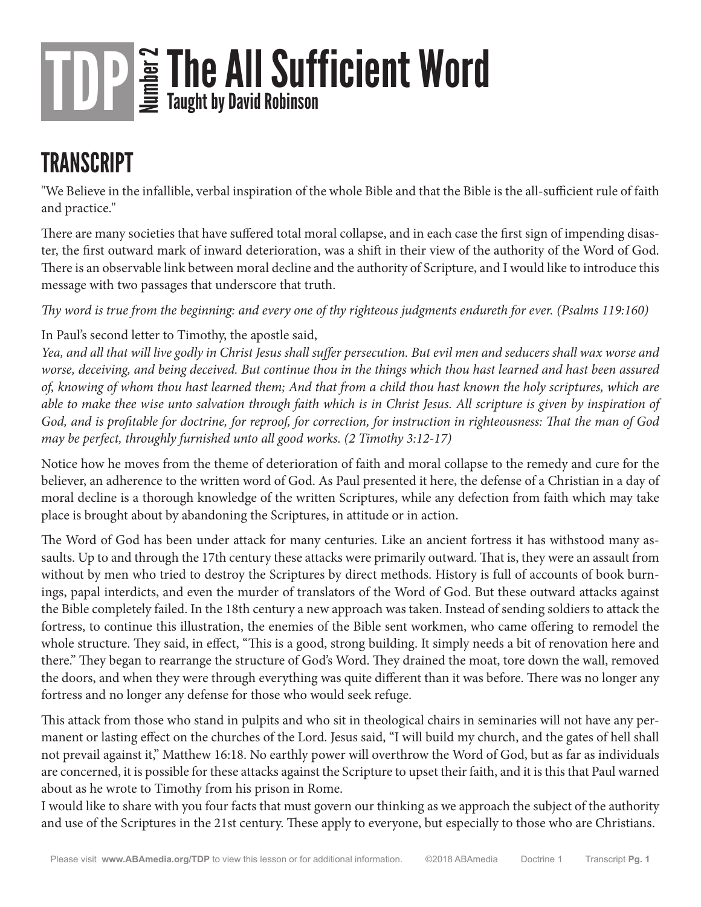# TDP Number 2 The All Sufficient Word

**Taught by David Robinson**

## TRANSCRIPT

"We Believe in the infallible, verbal inspiration of the whole Bible and that the Bible is the all-sufficient rule of faith and practice."

There are many societies that have suffered total moral collapse, and in each case the first sign of impending disaster, the first outward mark of inward deterioration, was a shift in their view of the authority of the Word of God. There is an observable link between moral decline and the authority of Scripture, and I would like to introduce this message with two passages that underscore that truth.

*Thy word is true from the beginning: and every one of thy righteous judgments endureth for ever. (Psalms 119:160)*

In Paul's second letter to Timothy, the apostle said,

*Yea, and all that will live godly in Christ Jesus shall suffer persecution. But evil men and seducers shall wax worse and worse, deceiving, and being deceived. But continue thou in the things which thou hast learned and hast been assured of, knowing of whom thou hast learned them; And that from a child thou hast known the holy scriptures, which are able to make thee wise unto salvation through faith which is in Christ Jesus. All scripture is given by inspiration of God, and is profitable for doctrine, for reproof, for correction, for instruction in righteousness: That the man of God may be perfect, throughly furnished unto all good works. (2 Timothy 3:12-17)*

Notice how he moves from the theme of deterioration of faith and moral collapse to the remedy and cure for the believer, an adherence to the written word of God. As Paul presented it here, the defense of a Christian in a day of moral decline is a thorough knowledge of the written Scriptures, while any defection from faith which may take place is brought about by abandoning the Scriptures, in attitude or in action.

The Word of God has been under attack for many centuries. Like an ancient fortress it has withstood many assaults. Up to and through the 17th century these attacks were primarily outward. That is, they were an assault from without by men who tried to destroy the Scriptures by direct methods. History is full of accounts of book burnings, papal interdicts, and even the murder of translators of the Word of God. But these outward attacks against the Bible completely failed. In the 18th century a new approach was taken. Instead of sending soldiers to attack the fortress, to continue this illustration, the enemies of the Bible sent workmen, who came offering to remodel the whole structure. They said, in effect, "This is a good, strong building. It simply needs a bit of renovation here and there." They began to rearrange the structure of God's Word. They drained the moat, tore down the wall, removed the doors, and when they were through everything was quite different than it was before. There was no longer any fortress and no longer any defense for those who would seek refuge.

This attack from those who stand in pulpits and who sit in theological chairs in seminaries will not have any permanent or lasting effect on the churches of the Lord. Jesus said, "I will build my church, and the gates of hell shall not prevail against it," Matthew 16:18. No earthly power will overthrow the Word of God, but as far as individuals are concerned, it is possible for these attacks against the Scripture to upset their faith, and it is this that Paul warned about as he wrote to Timothy from his prison in Rome.

I would like to share with you four facts that must govern our thinking as we approach the subject of the authority and use of the Scriptures in the 21st century. These apply to everyone, but especially to those who are Christians.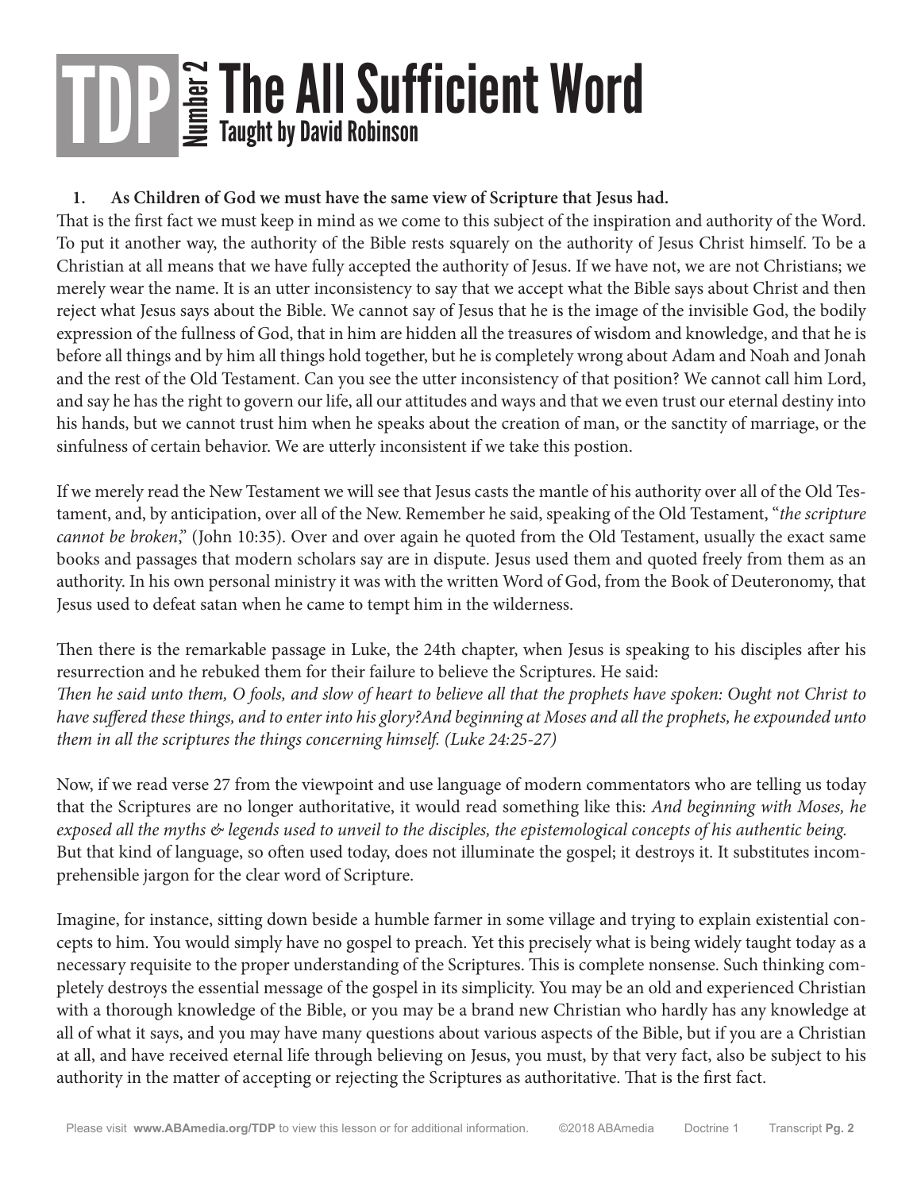# TDP Number 2 The All Sufficient Word

## Taught by David Robinson

1. **As Children of God we must have the same view of Scripture that Jesus had.**

That is the first fact we must keep in mind as we come to this subject of the inspiration and authority of the Word. To put it another way, the authority of the Bible rests squarely on the authority of Jesus Christ himself. To be a Christian at all means that we have fully accepted the authority of Jesus. If we have not, we are not Christians; we merely wear the name. It is an utter inconsistency to say that we accept what the Bible says about Christ and then reject what Jesus says about the Bible. We cannot say of Jesus that he is the image of the invisible God, the bodily expression of the fullness of God, that in him are hidden all the treasures of wisdom and knowledge, and that he is before all things and by him all things hold together, but he is completely wrong about Adam and Noah and Jonah and the rest of the Old Testament. Can you see the utter inconsistency of that position? We cannot call him Lord, and say he has the right to govern our life, all our attitudes and ways and that we even trust our eternal destiny into his hands, but we cannot trust him when he speaks about the creation of man, or the sanctity of marriage, or the sinfulness of certain behavior. We are utterly inconsistent if we take this postion.

If we merely read the New Testament we will see that Jesus casts the mantle of his authority over all of the Old Testament, and, by anticipation, over all of the New. Remember he said, speaking of the Old Testament, "*the scripture cannot be broken*," (John 10:35). Over and over again he quoted from the Old Testament, usually the exact same books and passages that modern scholars say are in dispute. Jesus used them and quoted freely from them as an authority. In his own personal ministry it was with the written Word of God, from the Book of Deuteronomy, that Jesus used to defeat satan when he came to tempt him in the wilderness.

Then there is the remarkable passage in Luke, the 24th chapter, when Jesus is speaking to his disciples after his resurrection and he rebuked them for their failure to believe the Scriptures. He said:

*Then he said unto them, O fools, and slow of heart to believe all that the prophets have spoken: Ought not Christ to have suffered these things, and to enter into his glory?And beginning at Moses and all the prophets, he expounded unto them in all the scriptures the things concerning himself. (Luke 24:25-27)*

Now, if we read verse 27 from the viewpoint and use language of modern commentators who are telling us today that the Scriptures are no longer authoritative, it would read something like this: *And beginning with Moses, he exposed all the myths & legends used to unveil to the disciples, the epistemological concepts of his authentic being.* But that kind of language, so often used today, does not illuminate the gospel; it destroys it. It substitutes incomprehensible jargon for the clear word of Scripture.

Imagine, for instance, sitting down beside a humble farmer in some village and trying to explain existential concepts to him. You would simply have no gospel to preach. Yet this precisely what is being widely taught today as a necessary requisite to the proper understanding of the Scriptures. This is complete nonsense. Such thinking completely destroys the essential message of the gospel in its simplicity. You may be an old and experienced Christian with a thorough knowledge of the Bible, or you may be a brand new Christian who hardly has any knowledge at all of what it says, and you may have many questions about various aspects of the Bible, but if you are a Christian at all, and have received eternal life through believing on Jesus, you must, by that very fact, also be subject to his authority in the matter of accepting or rejecting the Scriptures as authoritative. That is the first fact.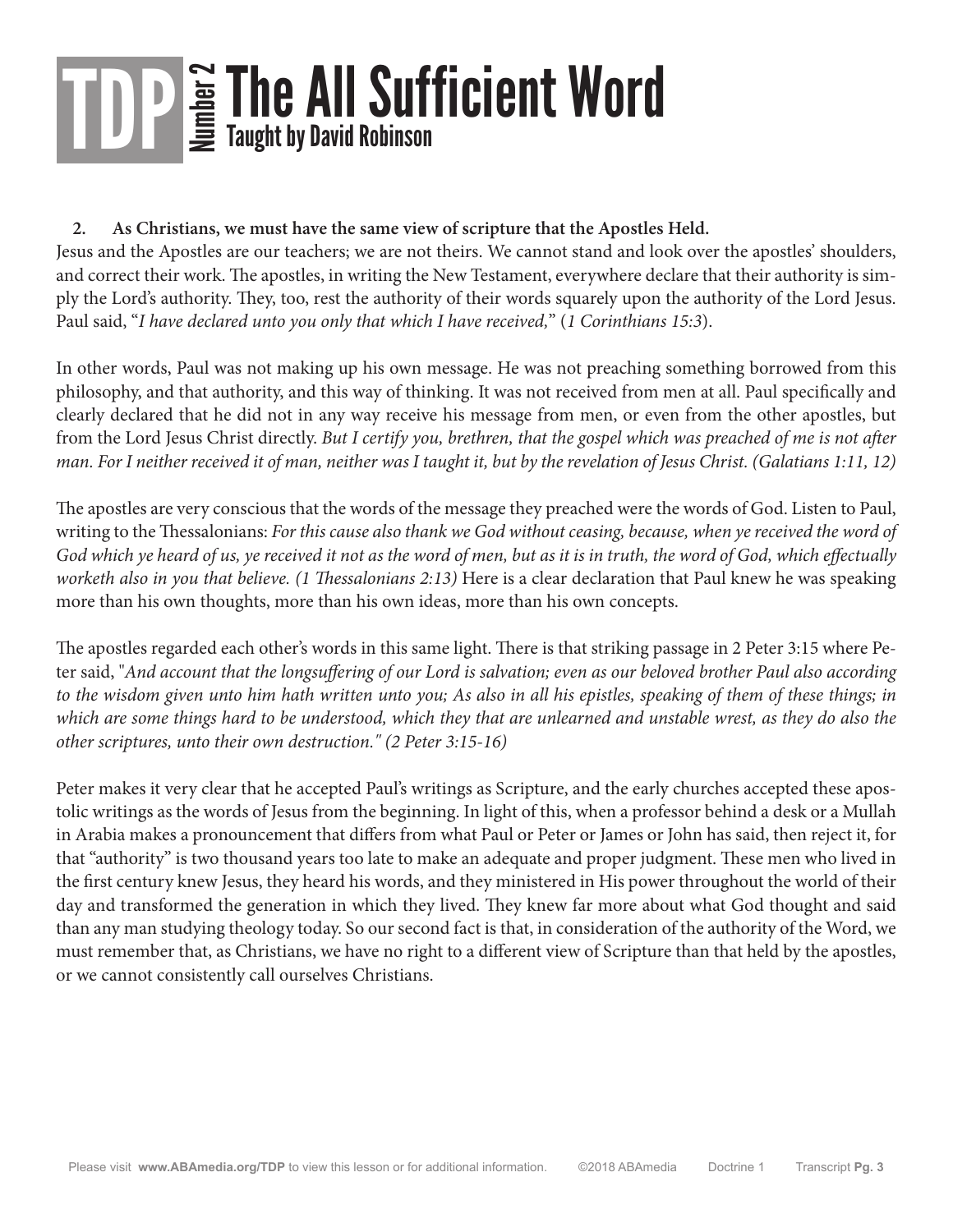**2. As Christians, we must have the same view of scripture that the Apostles Held.**

Jesus and the Apostles are our teachers; we are not theirs. We cannot stand and look over the apostles' shoulders, and correct their work. The apostles, in writing the New Testament, everywhere declare that their authority is simply the Lord's authority. They, too, rest the authority of their words squarely upon the authority of the Lord Jesus. Paul said, "*I have declared unto you only that which I have received,*" (*1 Corinthians 15:3*).

In other words, Paul was not making up his own message. He was not preaching something borrowed from this philosophy, and that authority, and this way of thinking. It was not received from men at all. Paul specifically and clearly declared that he did not in any way receive his message from men, or even from the other apostles, but from the Lord Jesus Christ directly. *But I certify you, brethren, that the gospel which was preached of me is not after man. For I neither received it of man, neither was I taught it, but by the revelation of Jesus Christ. (Galatians 1:11, 12)*

The apostles are very conscious that the words of the message they preached were the words of God. Listen to Paul, writing to the Thessalonians: *For this cause also thank we God without ceasing, because, when ye received the word of God which ye heard of us, ye received it not as the word of men, but as it is in truth, the word of God, which effectually worketh also in you that believe. (1 Thessalonians 2:13)* Here is a clear declaration that Paul knew he was speaking more than his own thoughts, more than his own ideas, more than his own concepts.

The apostles regarded each other's words in this same light. There is that striking passage in 2 Peter 3:15 where Peter said, "*And account that the longsuffering of our Lord is salvation; even as our beloved brother Paul also according to the wisdom given unto him hath written unto you; As also in all his epistles, speaking of them of these things; in which are some things hard to be understood, which they that are unlearned and unstable wrest, as they do also the other scriptures, unto their own destruction." (2 Peter 3:15-16)*

Peter makes it very clear that he accepted Paul's writings as Scripture, and the early churches accepted these apostolic writings as the words of Jesus from the beginning. In light of this, when a professor behind a desk or a Mullah in Arabia makes a pronouncement that differs from what Paul or Peter or James or John has said, then reject it, for that "authority" is two thousand years too late to make an adequate and proper judgment. These men who lived in the first century knew Jesus, they heard his words, and they ministered in His power throughout the world of their day and transformed the generation in which they lived. They knew far more about what God thought and said than any man studying theology today. So our second fact is that, in consideration of the authority of the Word, we must remember that, as Christians, we have no right to a different view of Scripture than that held by the apostles, or we cannot consistently call ourselves Christians.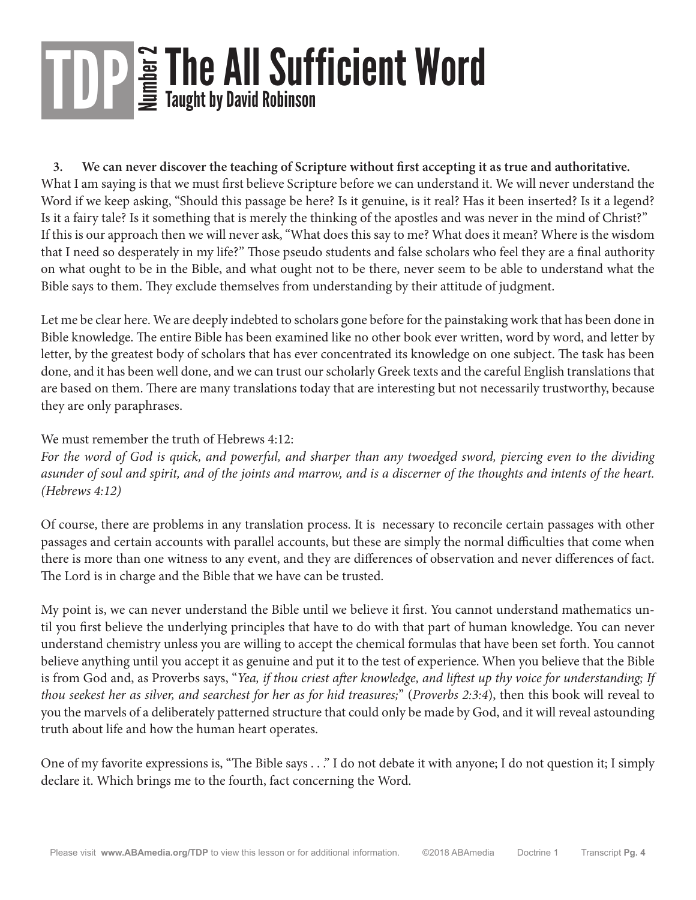3. **We can never discover the teaching of Scripture without first accepting it as true and authoritative.** What I am saying is that we must first believe Scripture before we can understand it. We will never understand the Word if we keep asking, "Should this passage be here? Is it genuine, is it real? Has it been inserted? Is it a legend? Is it a fairy tale? Is it something that is merely the thinking of the apostles and was never in the mind of Christ?" If this is our approach then we will never ask, "What does this say to me? What does it mean? Where is the wisdom that I need so desperately in my life?" Those pseudo students and false scholars who feel they are a final authority on what ought to be in the Bible, and what ought not to be there, never seem to be able to understand what the Bible says to them. They exclude themselves from understanding by their attitude of judgment.

Let me be clear here. We are deeply indebted to scholars gone before for the painstaking work that has been done in Bible knowledge. The entire Bible has been examined like no other book ever written, word by word, and letter by letter, by the greatest body of scholars that has ever concentrated its knowledge on one subject. The task has been done, and it has been well done, and we can trust our scholarly Greek texts and the careful English translations that are based on them. There are many translations today that are interesting but not necessarily trustworthy, because they are only paraphrases.

We must remember the truth of Hebrews 4:12:
*For the word of God is quick, and powerful, and sharper than any twoedged sword, piercing even to the dividing asunder of soul and spirit, and of the joints and marrow, and is a discerner of the thoughts and intents of the heart. (Hebrews 4:12)*

Of course, there are problems in any translation process. It is necessary to reconcile certain passages with other passages and certain accounts with parallel accounts, but these are simply the normal difficulties that come when there is more than one witness to any event, and they are differences of observation and never differences of fact. The Lord is in charge and the Bible that we have can be trusted.

My point is, we can never understand the Bible until we believe it first. You cannot understand mathematics until you first believe the underlying principles that have to do with that part of human knowledge. You can never understand chemistry unless you are willing to accept the chemical formulas that have been set forth. You cannot believe anything until you accept it as genuine and put it to the test of experience. When you believe that the Bible is from God and, as Proverbs says, "*Yea, if thou criest after knowledge, and liftest up thy voice for understanding; If thou seekest her as silver, and searchest for her as for hid treasures;*" (*Proverbs 2:3:4*), then this book will reveal to you the marvels of a deliberately patterned structure that could only be made by God, and it will reveal astounding truth about life and how the human heart operates.

One of my favorite expressions is, "The Bible says . . ." I do not debate it with anyone; I do not question it; I simply declare it. Which brings me to the fourth, fact concerning the Word.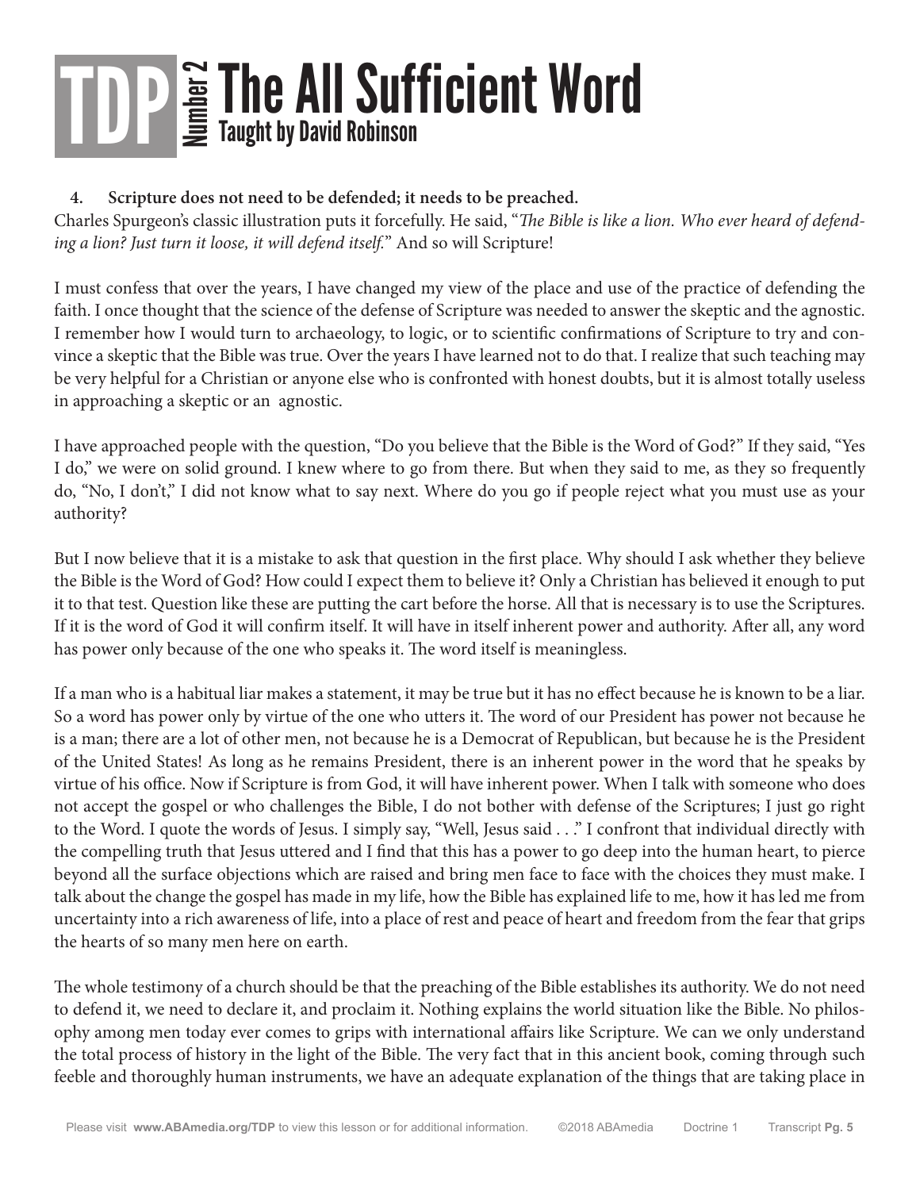4. **Scripture does not need to be defended; it needs to be preached.**

Charles Spurgeon's classic illustration puts it forcefully. He said, "*The Bible is like a lion. Who ever heard of defending a lion? Just turn it loose, it will defend itself.*" And so will Scripture!

I must confess that over the years, I have changed my view of the place and use of the practice of defending the faith. I once thought that the science of the defense of Scripture was needed to answer the skeptic and the agnostic. I remember how I would turn to archaeology, to logic, or to scientific confirmations of Scripture to try and convince a skeptic that the Bible was true. Over the years I have learned not to do that. I realize that such teaching may be very helpful for a Christian or anyone else who is confronted with honest doubts, but it is almost totally useless in approaching a skeptic or an agnostic.

I have approached people with the question, "Do you believe that the Bible is the Word of God?" If they said, "Yes I do," we were on solid ground. I knew where to go from there. But when they said to me, as they so frequently do, "No, I don't," I did not know what to say next. Where do you go if people reject what you must use as your authority?

But I now believe that it is a mistake to ask that question in the first place. Why should I ask whether they believe the Bible is the Word of God? How could I expect them to believe it? Only a Christian has believed it enough to put it to that test. Question like these are putting the cart before the horse. All that is necessary is to use the Scriptures. If it is the word of God it will confirm itself. It will have in itself inherent power and authority. After all, any word has power only because of the one who speaks it. The word itself is meaningless.

If a man who is a habitual liar makes a statement, it may be true but it has no effect because he is known to be a liar. So a word has power only by virtue of the one who utters it. The word of our President has power not because he is a man; there are a lot of other men, not because he is a Democrat of Republican, but because he is the President of the United States! As long as he remains President, there is an inherent power in the word that he speaks by virtue of his office. Now if Scripture is from God, it will have inherent power. When I talk with someone who does not accept the gospel or who challenges the Bible, I do not bother with defense of the Scriptures; I just go right to the Word. I quote the words of Jesus. I simply say, "Well, Jesus said . . ." I confront that individual directly with the compelling truth that Jesus uttered and I find that this has a power to go deep into the human heart, to pierce beyond all the surface objections which are raised and bring men face to face with the choices they must make. I talk about the change the gospel has made in my life, how the Bible has explained life to me, how it has led me from uncertainty into a rich awareness of life, into a place of rest and peace of heart and freedom from the fear that grips the hearts of so many men here on earth.

The whole testimony of a church should be that the preaching of the Bible establishes its authority. We do not need to defend it, we need to declare it, and proclaim it. Nothing explains the world situation like the Bible. No philosophy among men today ever comes to grips with international affairs like Scripture. We can we only understand the total process of history in the light of the Bible. The very fact that in this ancient book, coming through such feeble and thoroughly human instruments, we have an adequate explanation of the things that are taking place in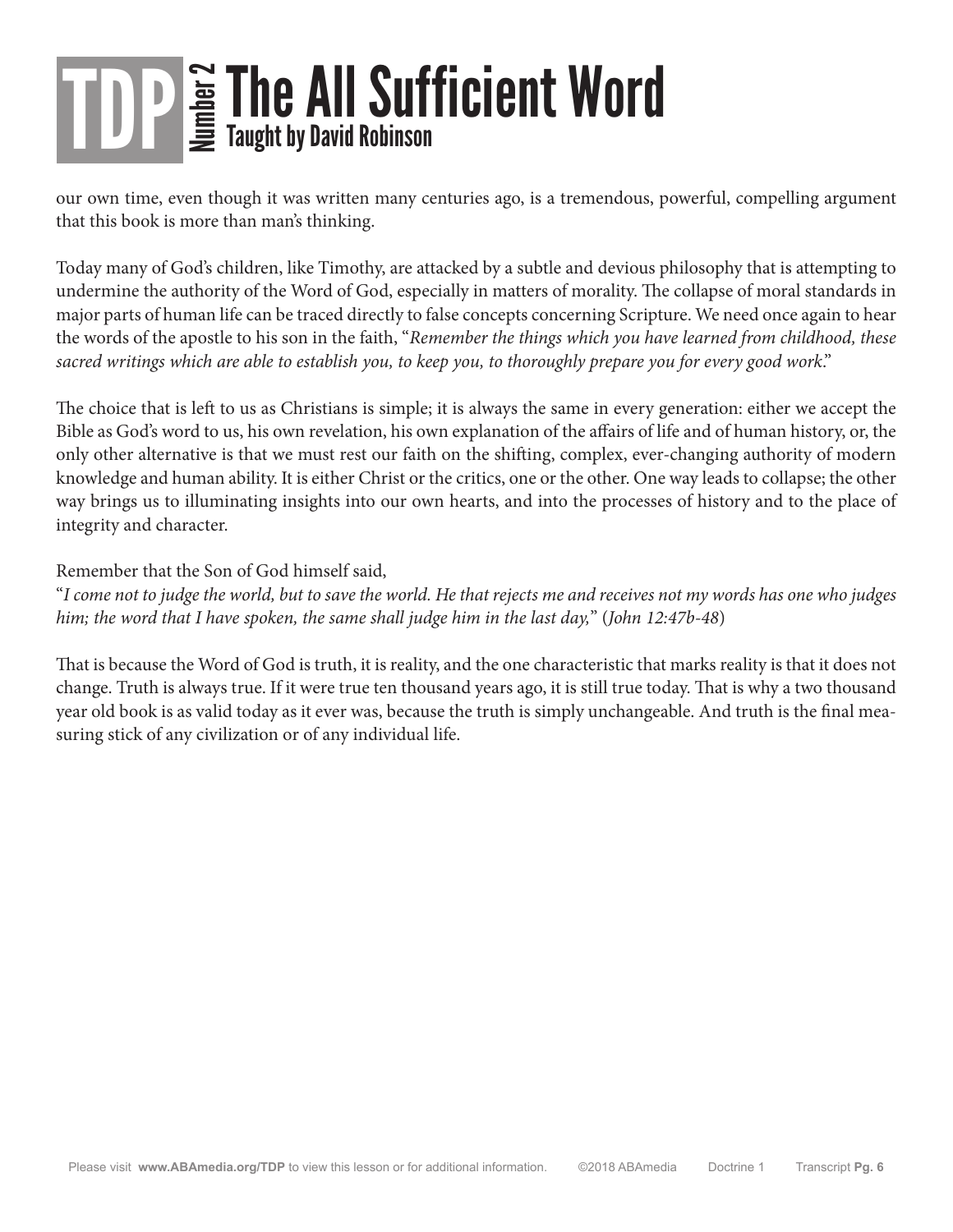our own time, even though it was written many centuries ago, is a tremendous, powerful, compelling argument that this book is more than man's thinking.

Today many of God's children, like Timothy, are attacked by a subtle and devious philosophy that is attempting to undermine the authority of the Word of God, especially in matters of morality. The collapse of moral standards in major parts of human life can be traced directly to false concepts concerning Scripture. We need once again to hear the words of the apostle to his son in the faith, "*Remember the things which you have learned from childhood, these sacred writings which are able to establish you, to keep you, to thoroughly prepare you for every good work*."

The choice that is left to us as Christians is simple; it is always the same in every generation: either we accept the Bible as God's word to us, his own revelation, his own explanation of the affairs of life and of human history, or, the only other alternative is that we must rest our faith on the shifting, complex, ever-changing authority of modern knowledge and human ability. It is either Christ or the critics, one or the other. One way leads to collapse; the other way brings us to illuminating insights into our own hearts, and into the processes of history and to the place of integrity and character.

Remember that the Son of God himself said,
"*I come not to judge the world, but to save the world. He that rejects me and receives not my words has one who judges him; the word that I have spoken, the same shall judge him in the last day,*" (*John 12:47b-48*)

That is because the Word of God is truth, it is reality, and the one characteristic that marks reality is that it does not change. Truth is always true. If it were true ten thousand years ago, it is still true today. That is why a two thousand year old book is as valid today as it ever was, because the truth is simply unchangeable. And truth is the final measuring stick of any civilization or of any individual life.